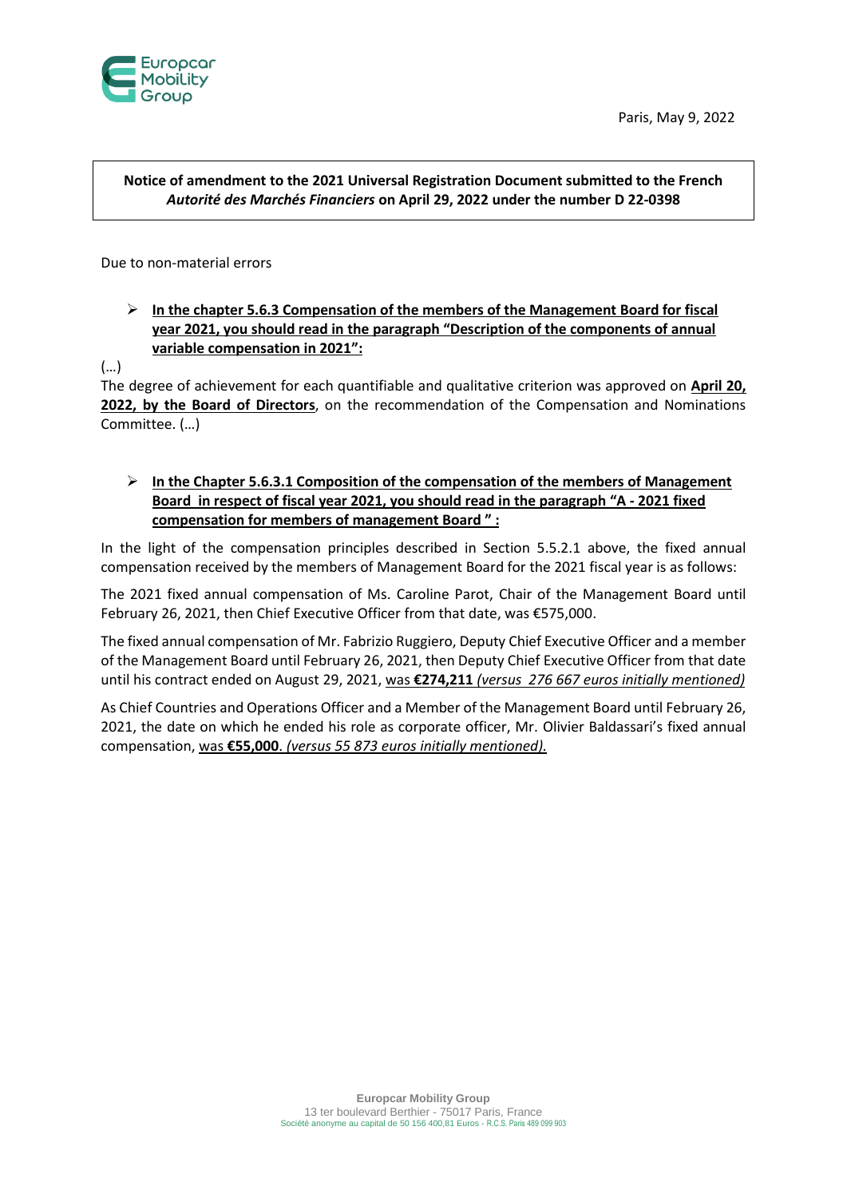Paris, May 9, 2022

**Notice of amendment to the 2021 Universal Registration Document submitted to the French *Autorité des Marchés Financiers* on April 29, 2022 under the number D 22-0398**

Due to non-material errors

- **In the chapter 5.6.3 Compensation of the members of the Management Board for fiscal year 2021, you should read in the paragraph "Description of the components of annual variable compensation in 2021":**

(…)
The degree of achievement for each quantifiable and qualitative criterion was approved on **April 20, 2022, by the Board of Directors**, on the recommendation of the Compensation and Nominations Committee. (…)

- **In the Chapter 5.6.3.1 Composition of the compensation of the members of Management Board in respect of fiscal year 2021, you should read in the paragraph "A - 2021 fixed compensation for members of management Board " :**

In the light of the compensation principles described in Section 5.5.2.1 above, the fixed annual compensation received by the members of Management Board for the 2021 fiscal year is as follows:

The 2021 fixed annual compensation of Ms. Caroline Parot, Chair of the Management Board until February 26, 2021, then Chief Executive Officer from that date, was €575,000.

The fixed annual compensation of Mr. Fabrizio Ruggiero, Deputy Chief Executive Officer and a member of the Management Board until February 26, 2021, then Deputy Chief Executive Officer from that date until his contract ended on August 29, 2021, was **€274,211** *(versus 276 667 euros initially mentioned)*

As Chief Countries and Operations Officer and a Member of the Management Board until February 26, 2021, the date on which he ended his role as corporate officer, Mr. Olivier Baldassari's fixed annual compensation, was **€55,000**. *(versus 55 873 euros initially mentioned).*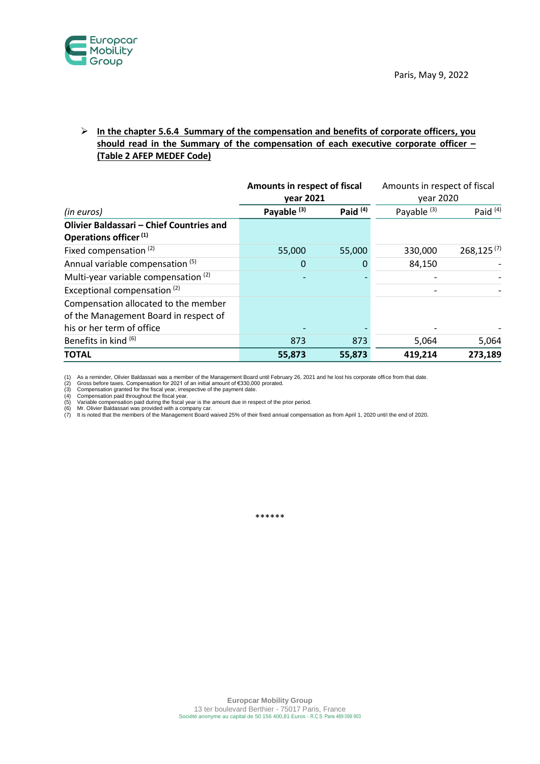Paris, May 9, 2022

- **In the chapter 5.6.4 Summary of the compensation and benefits of corporate officers, you should read in the Summary of the compensation of each executive corporate officer – (Table 2 AFEP MEDEF Code)**

| *(in euros)* | **Amounts in respect of fiscal year 2021** | | Amounts in respect of fiscal year 2020 | |
|---|---|---|---|---|
| | **Payable [3]** | **Paid [4]** | Payable [3] | Paid [4] |
| **Olivier Baldassari – Chief Countries and Operations officer [1]** | | | | |
| Fixed compensation [2] | 55,000 | 55,000 | 330,000 | 268,125 [7] |
| Annual variable compensation [5] | 0 | 0 | 84,150 | - |
| Multi-year variable compensation [2] | - | - | - | - |
| Exceptional compensation [2] | | | - | - |
| Compensation allocated to the member of the Management Board in respect of his or her term of office | - | - | - | - |
| Benefits in kind [6] | 873 | 873 | 5,064 | 5,064 |
| **TOTAL** | **55,873** | **55,873** | **419,214** | **273,189** |

(1) As a reminder, Olivier Baldassari was a member of the Management Board until February 26, 2021 and he lost his corporate office from that date.
(2) Gross before taxes. Compensation for 2021 of an initial amount of €330,000 prorated.
(3) Compensation granted for the fiscal year, irrespective of the payment date.
(4) Compensation paid throughout the fiscal year.
(5) Variable compensation paid during the fiscal year is the amount due in respect of the prior period.
(6) Mr. Olivier Baldassari was provided with a company car.
(7) It is noted that the members of the Management Board waived 25% of their fixed annual compensation as from April 1, 2020 until the end of 2020.

******

**Europcar Mobility Group**
13 ter boulevard Berthier - 75017 Paris, France
Société anonyme au capital de 50 156 400,81 Euros - R.C.S. Paris 489 099 903